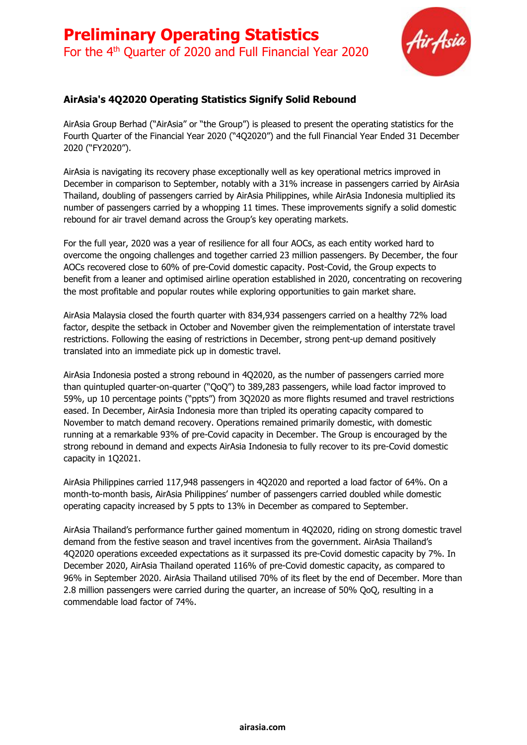# Preliminary Operating Statistics

For the 4th Quarter of 2020 and Full Financial Year 2020

## AirAsia's 4Q2020 Operating Statistics Signify Solid Rebound

AirAsia Group Berhad ("AirAsia" or "the Group") is pleased to present the operating statistics for the Fourth Quarter of the Financial Year 2020 ("4Q2020") and the full Financial Year Ended 31 December 2020 ("FY2020").

AirAsia is navigating its recovery phase exceptionally well as key operational metrics improved in December in comparison to September, notably with a 31% increase in passengers carried by AirAsia Thailand, doubling of passengers carried by AirAsia Philippines, while AirAsia Indonesia multiplied its number of passengers carried by a whopping 11 times. These improvements signify a solid domestic rebound for air travel demand across the Group's key operating markets.

For the full year, 2020 was a year of resilience for all four AOCs, as each entity worked hard to overcome the ongoing challenges and together carried 23 million passengers. By December, the four AOCs recovered close to 60% of pre-Covid domestic capacity. Post-Covid, the Group expects to benefit from a leaner and optimised airline operation established in 2020, concentrating on recovering the most profitable and popular routes while exploring opportunities to gain market share.

AirAsia Malaysia closed the fourth quarter with 834,934 passengers carried on a healthy 72% load factor, despite the setback in October and November given the reimplementation of interstate travel restrictions. Following the easing of restrictions in December, strong pent-up demand positively translated into an immediate pick up in domestic travel.

AirAsia Indonesia posted a strong rebound in 4Q2020, as the number of passengers carried more than quintupled quarter-on-quarter ("QoQ") to 389,283 passengers, while load factor improved to 59%, up 10 percentage points ("ppts") from 3Q2020 as more flights resumed and travel restrictions eased. In December, AirAsia Indonesia more than tripled its operating capacity compared to November to match demand recovery. Operations remained primarily domestic, with domestic running at a remarkable 93% of pre-Covid capacity in December. The Group is encouraged by the strong rebound in demand and expects AirAsia Indonesia to fully recover to its pre-Covid domestic capacity in 1Q2021.

AirAsia Philippines carried 117,948 passengers in 4Q2020 and reported a load factor of 64%. On a month-to-month basis, AirAsia Philippines' number of passengers carried doubled while domestic operating capacity increased by 5 ppts to 13% in December as compared to September.

AirAsia Thailand's performance further gained momentum in 4Q2020, riding on strong domestic travel demand from the festive season and travel incentives from the government. AirAsia Thailand's 4Q2020 operations exceeded expectations as it surpassed its pre-Covid domestic capacity by 7%. In December 2020, AirAsia Thailand operated 116% of pre-Covid domestic capacity, as compared to 96% in September 2020. AirAsia Thailand utilised 70% of its fleet by the end of December. More than 2.8 million passengers were carried during the quarter, an increase of 50% QoQ, resulting in a commendable load factor of 74%.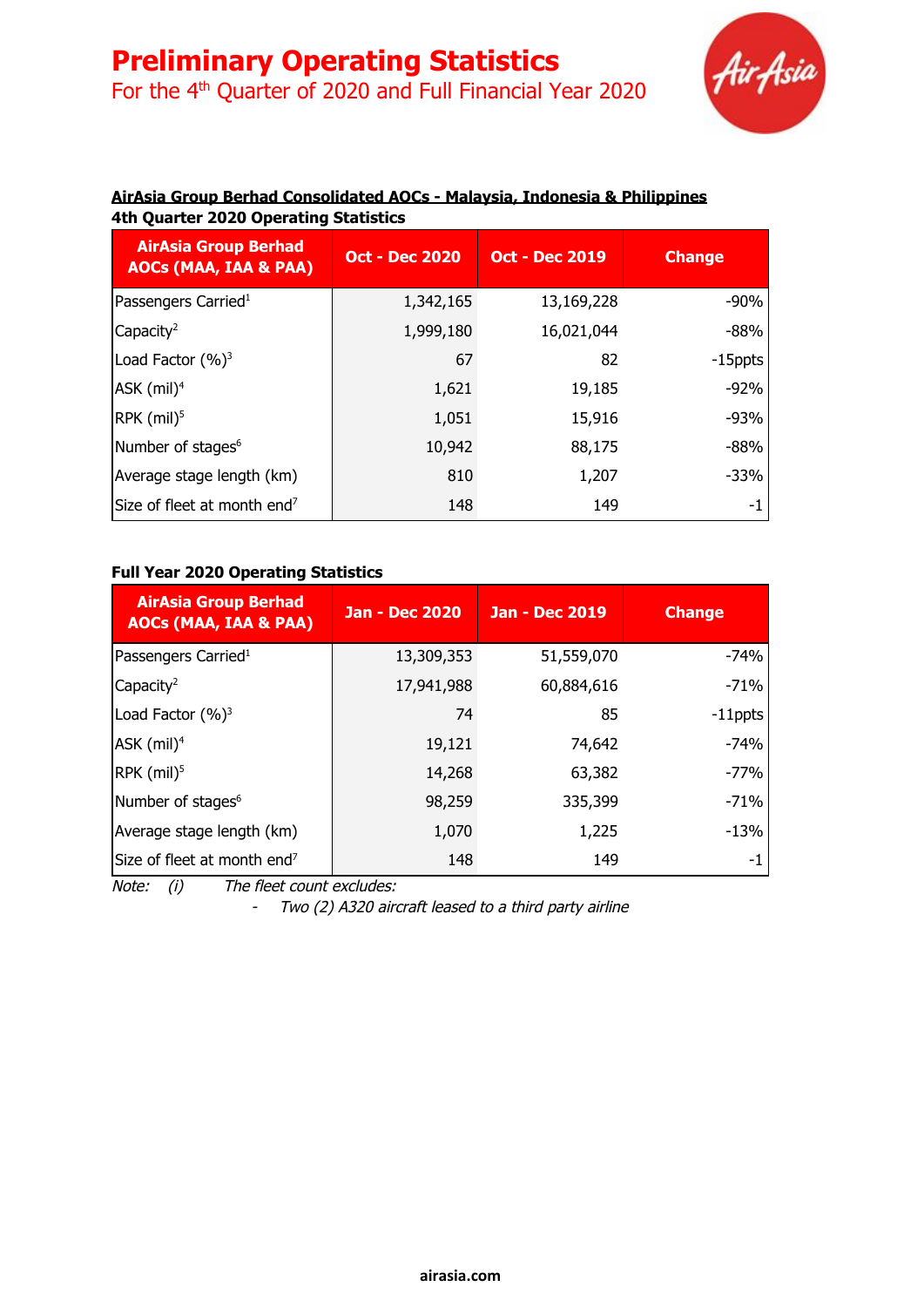# Preliminary Operating Statistics

For the 4th Quarter of 2020 and Full Financial Year 2020

**AirAsia Group Berhad Consolidated AOCs - Malaysia, Indonesia & Philippines**

**4th Quarter 2020 Operating Statistics**

| AirAsia Group Berhad AOCs (MAA, IAA & PAA) | Oct - Dec 2020 | Oct - Dec 2019 | Change |
|---|---|---|---|
| Passengers Carried[1] | 1,342,165 | 13,169,228 | -90% |
| Capacity[2] | 1,999,180 | 16,021,044 | -88% |
| Load Factor (%)[3] | 67 | 82 | -15ppts |
| ASK (mil)[4] | 1,621 | 19,185 | -92% |
| RPK (mil)[5] | 1,051 | 15,916 | -93% |
| Number of stages[6] | 10,942 | 88,175 | -88% |
| Average stage length (km) | 810 | 1,207 | -33% |
| Size of fleet at month end[7] | 148 | 149 | -1 |

**Full Year 2020 Operating Statistics**

| AirAsia Group Berhad AOCs (MAA, IAA & PAA) | Jan - Dec 2020 | Jan - Dec 2019 | Change |
|---|---|---|---|
| Passengers Carried[1] | 13,309,353 | 51,559,070 | -74% |
| Capacity[2] | 17,941,988 | 60,884,616 | -71% |
| Load Factor (%)[3] | 74 | 85 | -11ppts |
| ASK (mil)[4] | 19,121 | 74,642 | -74% |
| RPK (mil)[5] | 14,268 | 63,382 | -77% |
| Number of stages[6] | 98,259 | 335,399 | -71% |
| Average stage length (km) | 1,070 | 1,225 | -13% |
| Size of fleet at month end[7] | 148 | 149 | -1 |

*Note: (i) The fleet count excludes:*
- *Two (2) A320 aircraft leased to a third party airline*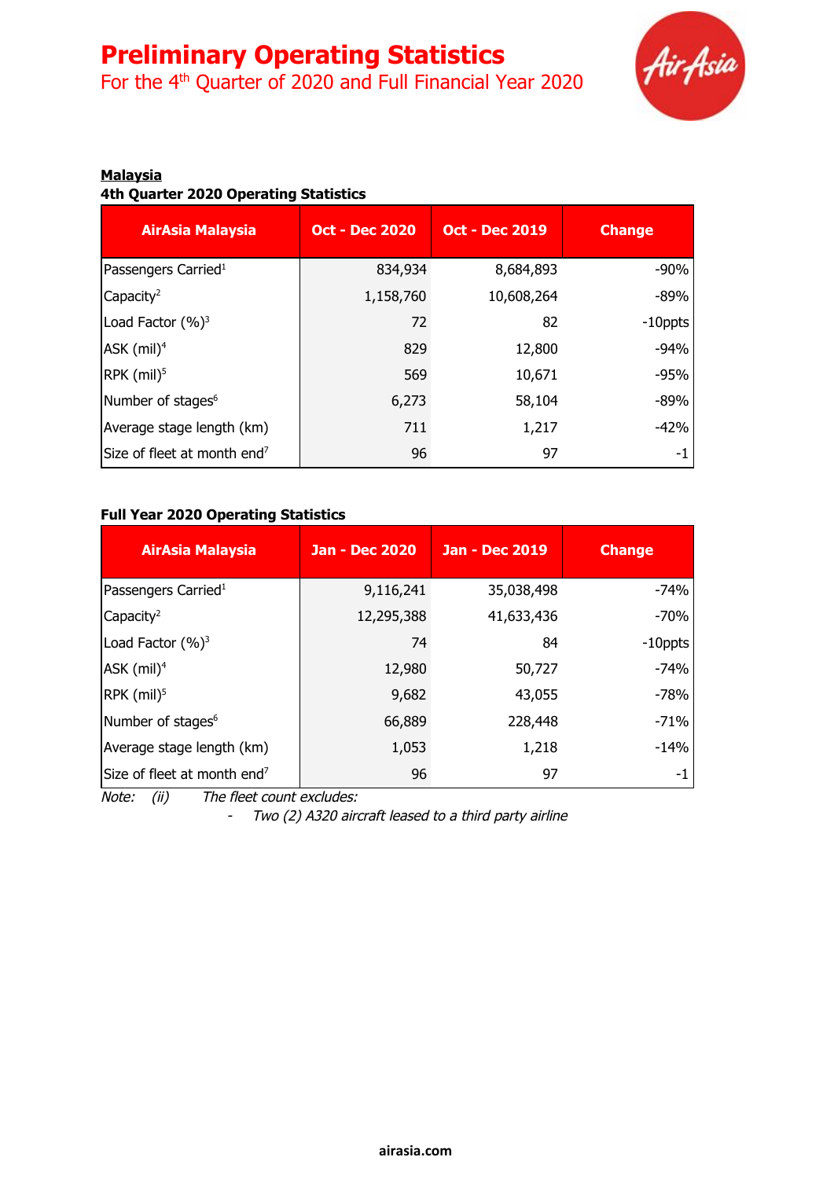# Preliminary Operating Statistics

For the 4th Quarter of 2020 and Full Financial Year 2020

**Malaysia**

**4th Quarter 2020 Operating Statistics**

| AirAsia Malaysia | Oct - Dec 2020 | Oct - Dec 2019 | Change |
|---|---|---|---|
| Passengers Carried[1] | 834,934 | 8,684,893 | -90% |
| Capacity[2] | 1,158,760 | 10,608,264 | -89% |
| Load Factor (%)[3] | 72 | 82 | -10ppts |
| ASK (mil)[4] | 829 | 12,800 | -94% |
| RPK (mil)[5] | 569 | 10,671 | -95% |
| Number of stages[6] | 6,273 | 58,104 | -89% |
| Average stage length (km) | 711 | 1,217 | -42% |
| Size of fleet at month end[7] | 96 | 97 | -1 |

**Full Year 2020 Operating Statistics**

| AirAsia Malaysia | Jan - Dec 2020 | Jan - Dec 2019 | Change |
|---|---|---|---|
| Passengers Carried[1] | 9,116,241 | 35,038,498 | -74% |
| Capacity[2] | 12,295,388 | 41,633,436 | -70% |
| Load Factor (%)[3] | 74 | 84 | -10ppts |
| ASK (mil)[4] | 12,980 | 50,727 | -74% |
| RPK (mil)[5] | 9,682 | 43,055 | -78% |
| Number of stages[6] | 66,889 | 228,448 | -71% |
| Average stage length (km) | 1,053 | 1,218 | -14% |
| Size of fleet at month end[7] | 96 | 97 | -1 |

*Note: (ii) The fleet count excludes:*

- *Two (2) A320 aircraft leased to a third party airline*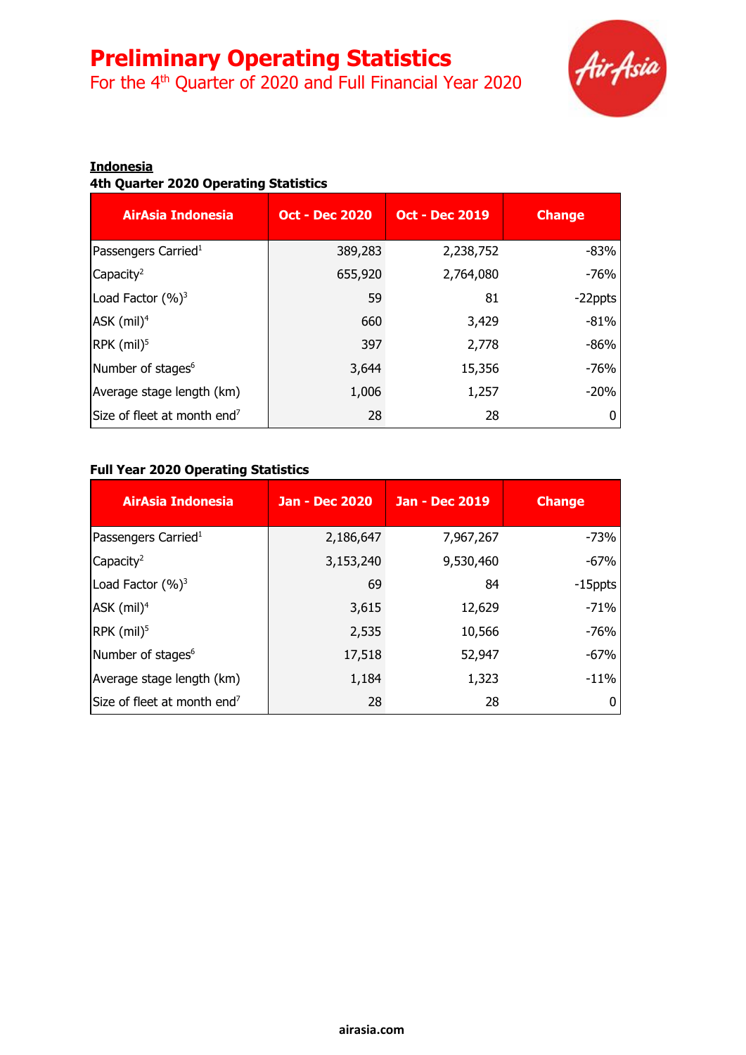# Preliminary Operating Statistics

## For the 4th Quarter of 2020 and Full Financial Year 2020

**Indonesia**

**4th Quarter 2020 Operating Statistics**

| AirAsia Indonesia | Oct - Dec 2020 | Oct - Dec 2019 | Change |
|---|---|---|---|
| Passengers Carried[1] | 389,283 | 2,238,752 | -83% |
| Capacity[2] | 655,920 | 2,764,080 | -76% |
| Load Factor (%)[3] | 59 | 81 | -22ppts |
| ASK (mil)[4] | 660 | 3,429 | -81% |
| RPK (mil)[5] | 397 | 2,778 | -86% |
| Number of stages[6] | 3,644 | 15,356 | -76% |
| Average stage length (km) | 1,006 | 1,257 | -20% |
| Size of fleet at month end[7] | 28 | 28 | 0 |

**Full Year 2020 Operating Statistics**

| AirAsia Indonesia | Jan - Dec 2020 | Jan - Dec 2019 | Change |
|---|---|---|---|
| Passengers Carried[1] | 2,186,647 | 7,967,267 | -73% |
| Capacity[2] | 3,153,240 | 9,530,460 | -67% |
| Load Factor (%)[3] | 69 | 84 | -15ppts |
| ASK (mil)[4] | 3,615 | 12,629 | -71% |
| RPK (mil)[5] | 2,535 | 10,566 | -76% |
| Number of stages[6] | 17,518 | 52,947 | -67% |
| Average stage length (km) | 1,184 | 1,323 | -11% |
| Size of fleet at month end[7] | 28 | 28 | 0 |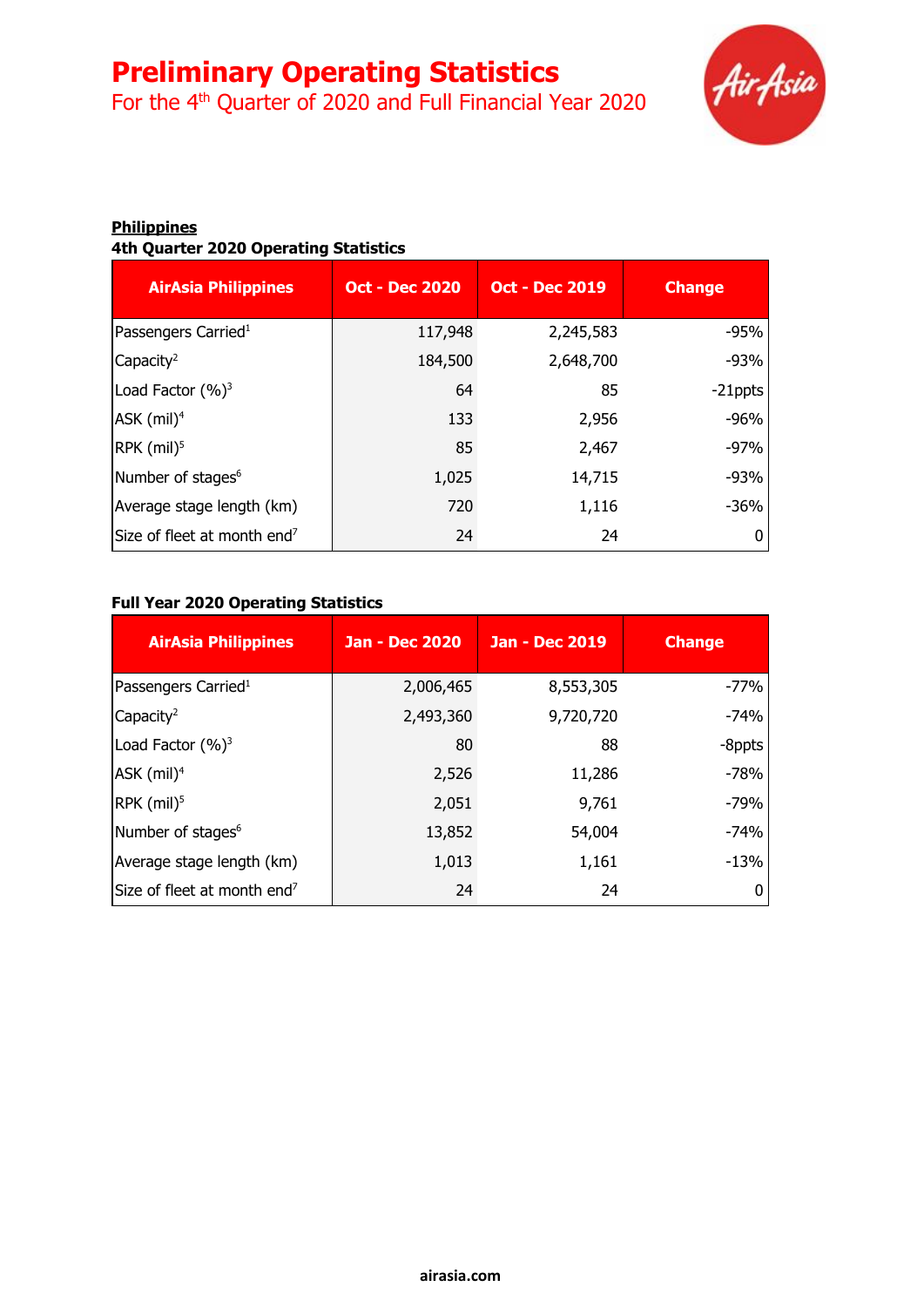# Preliminary Operating Statistics

## For the 4th Quarter of 2020 and Full Financial Year 2020

**Philippines**

**4th Quarter 2020 Operating Statistics**

| AirAsia Philippines | Oct - Dec 2020 | Oct - Dec 2019 | Change |
|---|---|---|---|
| Passengers Carried[1] | 117,948 | 2,245,583 | -95% |
| Capacity[2] | 184,500 | 2,648,700 | -93% |
| Load Factor (%)[3] | 64 | 85 | -21ppts |
| ASK (mil)[4] | 133 | 2,956 | -96% |
| RPK (mil)[5] | 85 | 2,467 | -97% |
| Number of stages[6] | 1,025 | 14,715 | -93% |
| Average stage length (km) | 720 | 1,116 | -36% |
| Size of fleet at month end[7] | 24 | 24 | 0 |

**Full Year 2020 Operating Statistics**

| AirAsia Philippines | Jan - Dec 2020 | Jan - Dec 2019 | Change |
|---|---|---|---|
| Passengers Carried[1] | 2,006,465 | 8,553,305 | -77% |
| Capacity[2] | 2,493,360 | 9,720,720 | -74% |
| Load Factor (%)[3] | 80 | 88 | -8ppts |
| ASK (mil)[4] | 2,526 | 11,286 | -78% |
| RPK (mil)[5] | 2,051 | 9,761 | -79% |
| Number of stages[6] | 13,852 | 54,004 | -74% |
| Average stage length (km) | 1,013 | 1,161 | -13% |
| Size of fleet at month end[7] | 24 | 24 | 0 |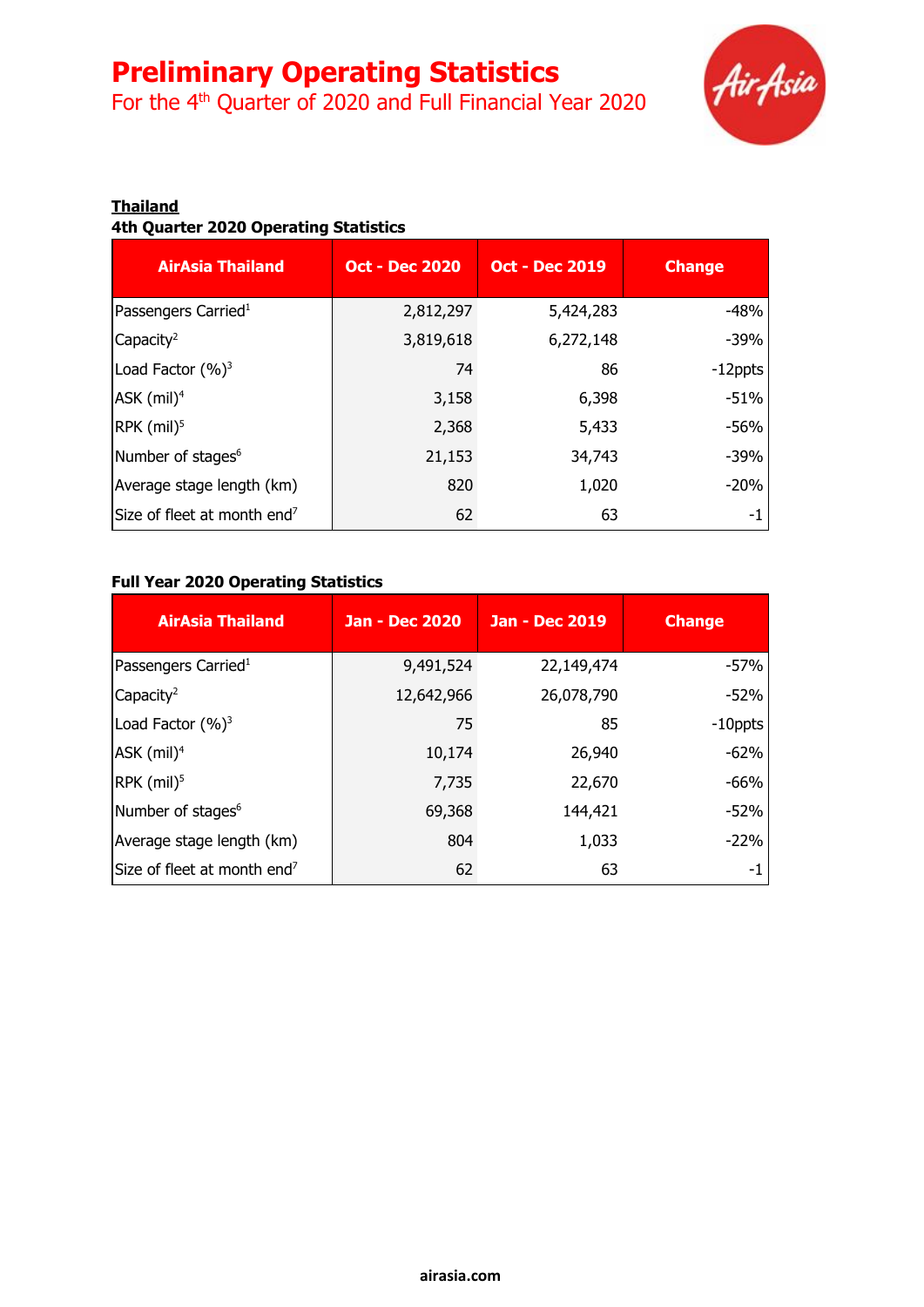# Preliminary Operating Statistics

For the 4th Quarter of 2020 and Full Financial Year 2020

**Thailand**

**4th Quarter 2020 Operating Statistics**

| AirAsia Thailand | Oct - Dec 2020 | Oct - Dec 2019 | Change |
|---|---|---|---|
| Passengers Carried[1] | 2,812,297 | 5,424,283 | -48% |
| Capacity[2] | 3,819,618 | 6,272,148 | -39% |
| Load Factor (%)[3] | 74 | 86 | -12ppts |
| ASK (mil)[4] | 3,158 | 6,398 | -51% |
| RPK (mil)[5] | 2,368 | 5,433 | -56% |
| Number of stages[6] | 21,153 | 34,743 | -39% |
| Average stage length (km) | 820 | 1,020 | -20% |
| Size of fleet at month end[7] | 62 | 63 | -1 |

**Full Year 2020 Operating Statistics**

| AirAsia Thailand | Jan - Dec 2020 | Jan - Dec 2019 | Change |
|---|---|---|---|
| Passengers Carried[1] | 9,491,524 | 22,149,474 | -57% |
| Capacity[2] | 12,642,966 | 26,078,790 | -52% |
| Load Factor (%)[3] | 75 | 85 | -10ppts |
| ASK (mil)[4] | 10,174 | 26,940 | -62% |
| RPK (mil)[5] | 7,735 | 22,670 | -66% |
| Number of stages[6] | 69,368 | 144,421 | -52% |
| Average stage length (km) | 804 | 1,033 | -22% |
| Size of fleet at month end[7] | 62 | 63 | -1 |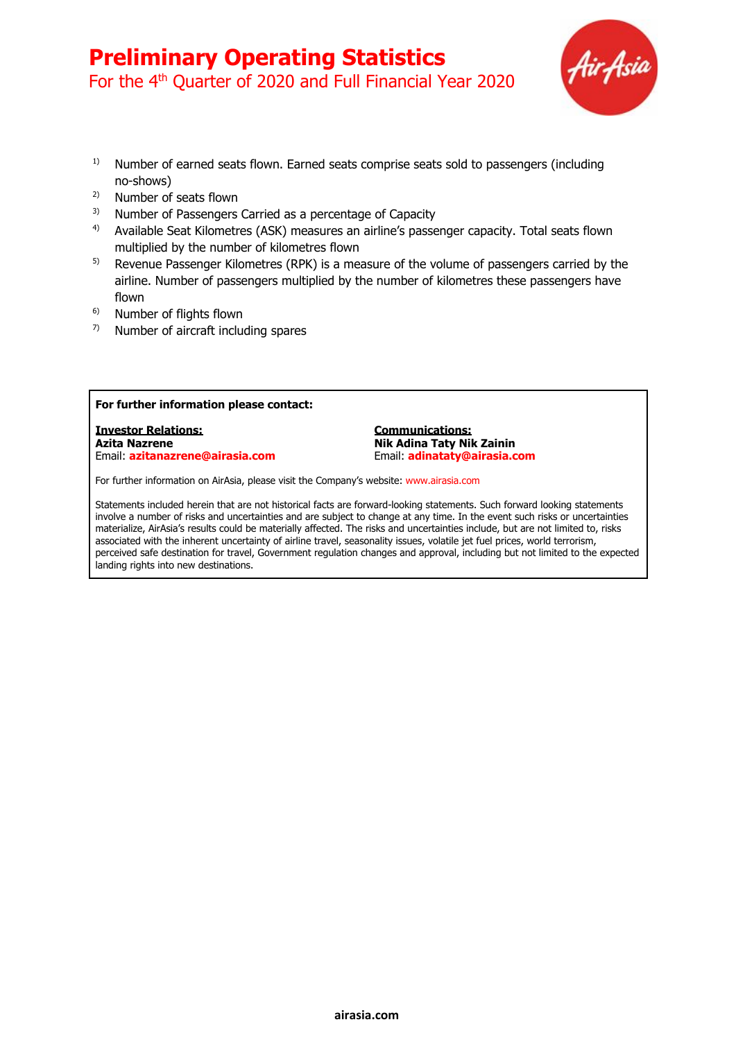# Preliminary Operating Statistics

For the 4th Quarter of 2020 and Full Financial Year 2020

1) Number of earned seats flown. Earned seats comprise seats sold to passengers (including no-shows)
2) Number of seats flown
3) Number of Passengers Carried as a percentage of Capacity
4) Available Seat Kilometres (ASK) measures an airline's passenger capacity. Total seats flown multiplied by the number of kilometres flown
5) Revenue Passenger Kilometres (RPK) is a measure of the volume of passengers carried by the airline. Number of passengers multiplied by the number of kilometres these passengers have flown
6) Number of flights flown
7) Number of aircraft including spares

**For further information please contact:**

**Investor Relations:**
**Azita Nazrene**
Email: **azitanazrene@airasia.com**

**Communications:**
**Nik Adina Taty Nik Zainin**
Email: **adinataty@airasia.com**

For further information on AirAsia, please visit the Company's website: www.airasia.com

Statements included herein that are not historical facts are forward-looking statements. Such forward looking statements involve a number of risks and uncertainties and are subject to change at any time. In the event such risks or uncertainties materialize, AirAsia's results could be materially affected. The risks and uncertainties include, but are not limited to, risks associated with the inherent uncertainty of airline travel, seasonality issues, volatile jet fuel prices, world terrorism, perceived safe destination for travel, Government regulation changes and approval, including but not limited to the expected landing rights into new destinations.